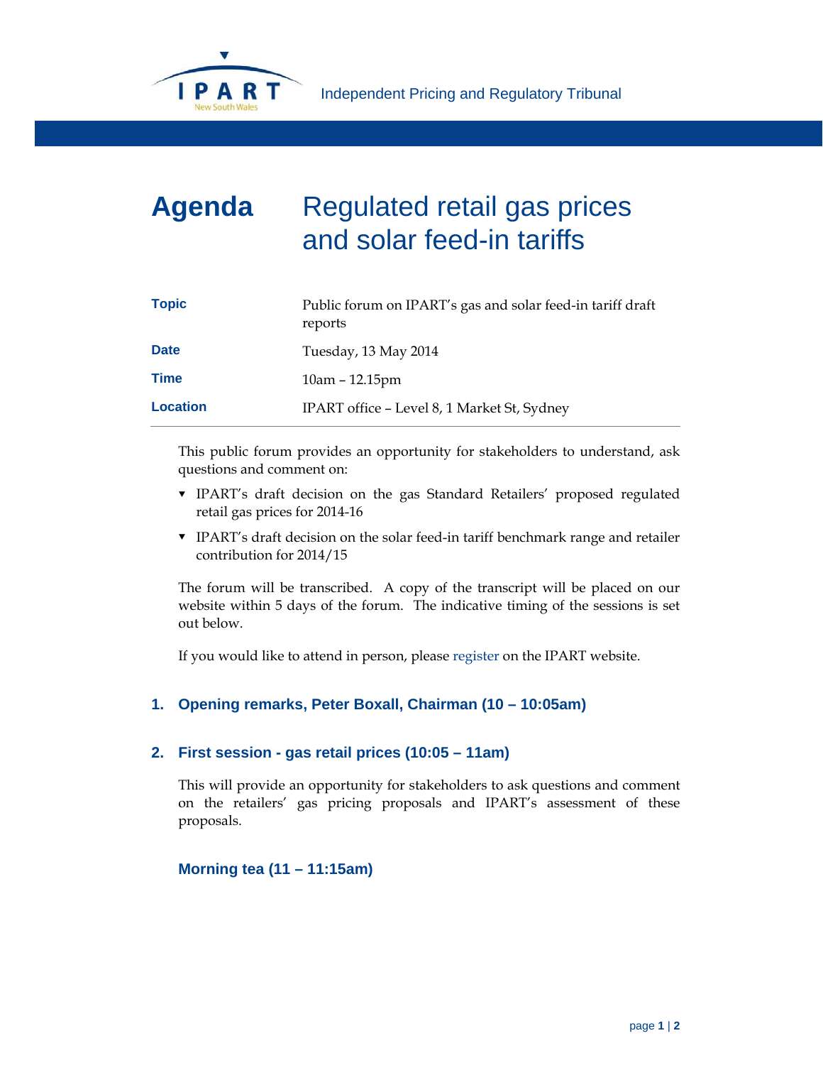IPART New South Wales — Independent Pricing and Regulatory Tribunal

# Agenda — Regulated retail gas prices and solar feed-in tariffs

| | |
|---|---|
| **Topic** | Public forum on IPART's gas and solar feed-in tariff draft reports |
| **Date** | Tuesday, 13 May 2014 |
| **Time** | 10am – 12.15pm |
| **Location** | IPART office – Level 8, 1 Market St, Sydney |

This public forum provides an opportunity for stakeholders to understand, ask questions and comment on:

- IPART's draft decision on the gas Standard Retailers' proposed regulated retail gas prices for 2014-16
- IPART's draft decision on the solar feed-in tariff benchmark range and retailer contribution for 2014/15

The forum will be transcribed. A copy of the transcript will be placed on our website within 5 days of the forum. The indicative timing of the sessions is set out below.

If you would like to attend in person, please register on the IPART website.

## 1. Opening remarks, Peter Boxall, Chairman (10 – 10:05am)

## 2. First session - gas retail prices (10:05 – 11am)

This will provide an opportunity for stakeholders to ask questions and comment on the retailers' gas pricing proposals and IPART's assessment of these proposals.

### Morning tea (11 – 11:15am)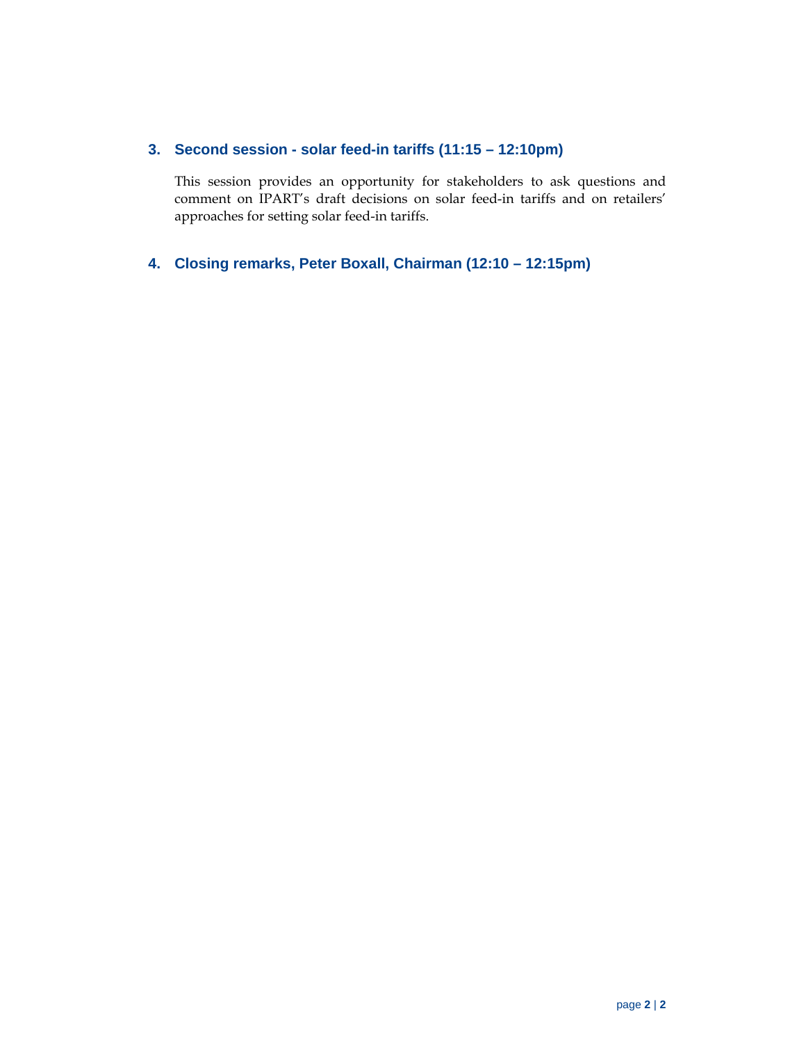## 3. Second session - solar feed-in tariffs (11:15 – 12:10pm)

This session provides an opportunity for stakeholders to ask questions and comment on IPART's draft decisions on solar feed-in tariffs and on retailers' approaches for setting solar feed-in tariffs.

## 4. Closing remarks, Peter Boxall, Chairman (12:10 – 12:15pm)